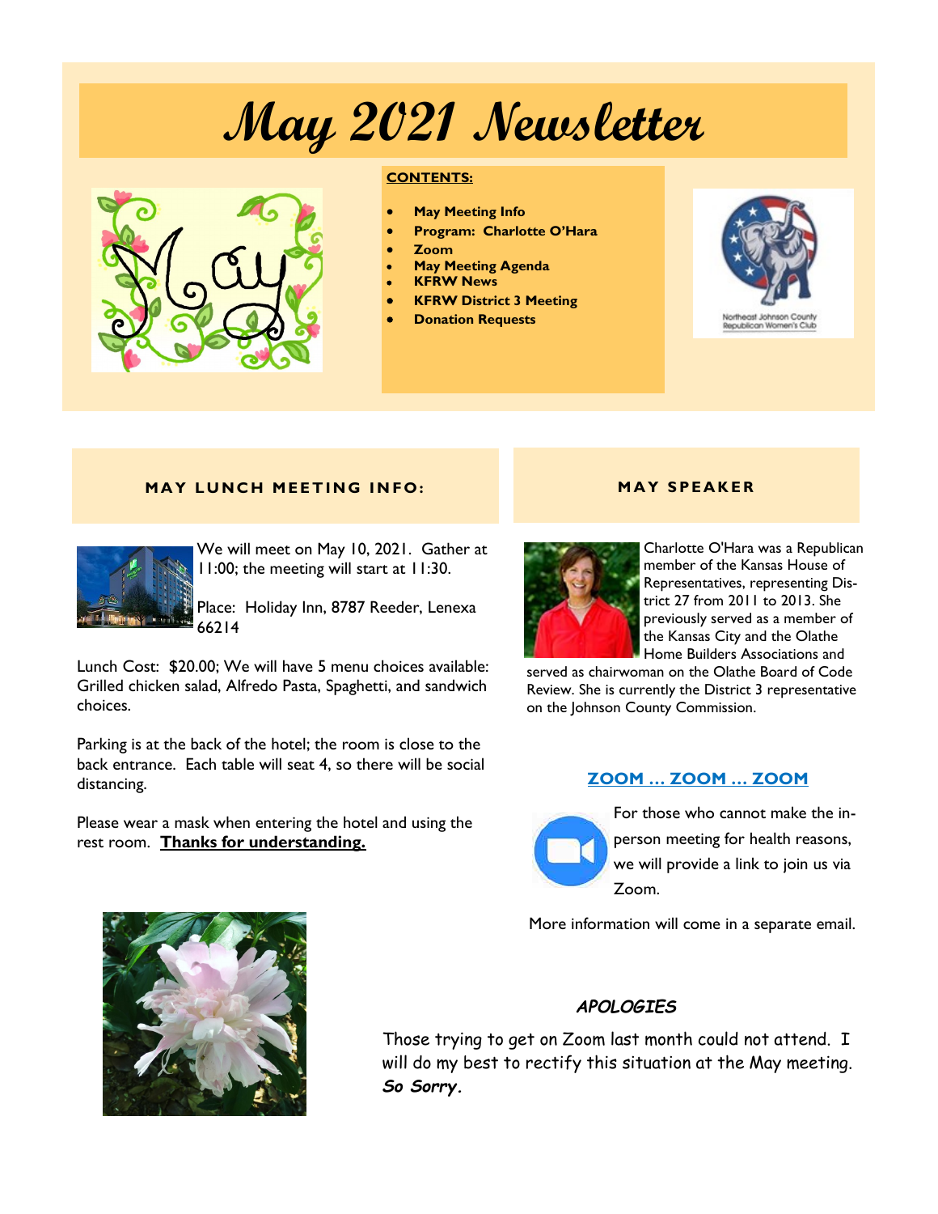# May 2021 Newsletter

**CONTENTS:**

- **May Meeting Info**
- **Program: Charlotte O'Hara**
- **Zoom**
- **May Meeting Agenda**
- **KFRW News**
- **KFRW District 3 Meeting**
- **Donation Requests**

Northeast Johnson County Republican Women's Club

## MAY LUNCH MEETING INFO:

We will meet on May 10, 2021. Gather at 11:00; the meeting will start at 11:30.

Place: Holiday Inn, 8787 Reeder, Lenexa 66214

Lunch Cost: $20.00; We will have 5 menu choices available: Grilled chicken salad, Alfredo Pasta, Spaghetti, and sandwich choices.

Parking is at the back of the hotel; the room is close to the back entrance. Each table will seat 4, so there will be social distancing.

Please wear a mask when entering the hotel and using the rest room. **Thanks for understanding.**

## MAY SPEAKER

Charlotte O'Hara was a Republican member of the Kansas House of Representatives, representing District 27 from 2011 to 2013. She previously served as a member of the Kansas City and the Olathe Home Builders Associations and served as chairwoman on the Olathe Board of Code Review. She is currently the District 3 representative on the Johnson County Commission.

## ZOOM … ZOOM … ZOOM

For those who cannot make the in-person meeting for health reasons, we will provide a link to join us via Zoom.

More information will come in a separate email.

### *APOLOGIES*

Those trying to get on Zoom last month could not attend. I will do my best to rectify this situation at the May meeting. ***So Sorry.***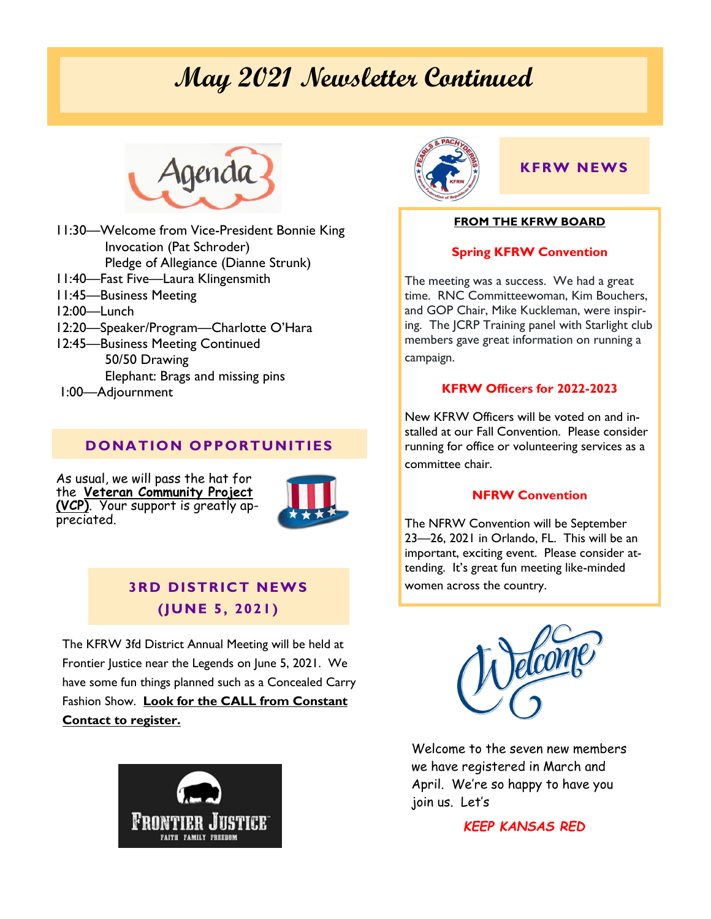# May 2021 Newsletter Continued

## Agenda

11:30—Welcome from Vice-President Bonnie King
Invocation (Pat Schroder)
Pledge of Allegiance (Dianne Strunk)
11:40—Fast Five—Laura Klingensmith
11:45—Business Meeting
12:00—Lunch
12:20—Speaker/Program—Charlotte O'Hara
12:45—Business Meeting Continued
50/50 Drawing
Elephant: Brags and missing pins
1:00—Adjournment

## DONATION OPPORTUNITIES

As usual, we will pass the hat for the **Veteran Community Project (VCP)**. Your support is greatly appreciated.

## 3RD DISTRICT NEWS (JUNE 5, 2021)

The KFRW 3fd District Annual Meeting will be held at Frontier Justice near the Legends on June 5, 2021. We have some fun things planned such as a Concealed Carry Fashion Show. **Look for the CALL from Constant Contact to register.**

FRONTIER JUSTICE
FAITH FAMILY FREEDOM

## KFRW NEWS

**FROM THE KFRW BOARD**

### Spring KFRW Convention

The meeting was a success. We had a great time. RNC Committeewoman, Kim Bouchers, and GOP Chair, Mike Kuckleman, were inspiring. The JCRP Training panel with Starlight club members gave great information on running a campaign.

### KFRW Officers for 2022-2023

New KFRW Officers will be voted on and installed at our Fall Convention. Please consider running for office or volunteering services as a committee chair.

### NFRW Convention

The NFRW Convention will be September 23—26, 2021 in Orlando, FL. This will be an important, exciting event. Please consider attending. It's great fun meeting like-minded women across the country.

## Welcome

Welcome to the seven new members we have registered in March and April. We're so happy to have you join us. Let's

***KEEP KANSAS RED***